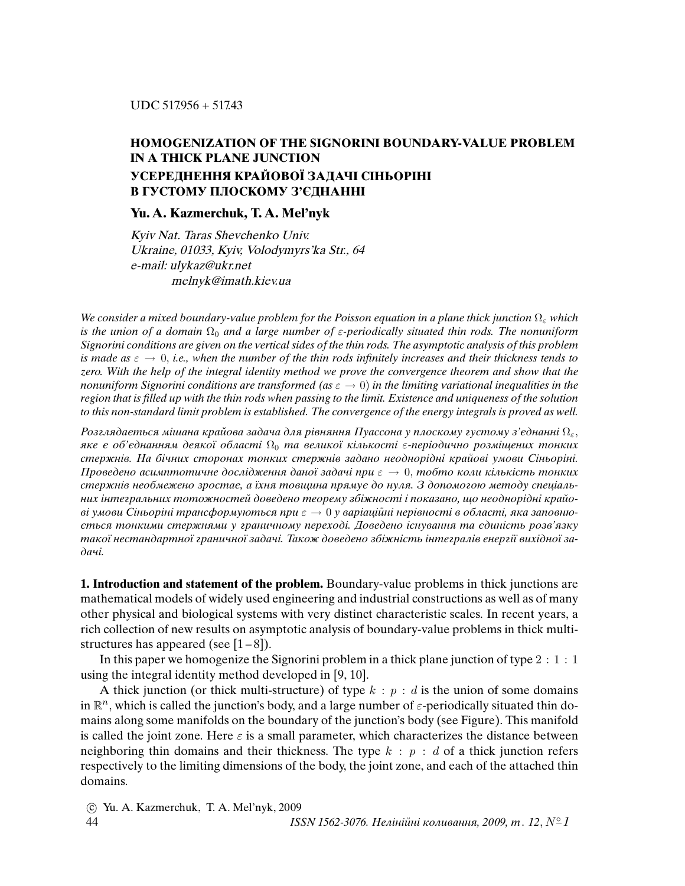UDC 517.956 + 517.43

# HOMOGENIZATION OF THE SIGNORINI BOUNDARY-VALUE PROBLEM IN A THICK PLANE JUNCTION

# УСЕРЕДНЕННЯ КРАЙОВОЇ ЗАДАЧІ СІНЬОРІНІ В ГУСТОМУ ПЛОСКОМУ З'ЄДНАННІ

**Yu. A. Kazmerchuk, T. A. Mel'nyk**

*Kyiv Nat. Taras Shevchenko Univ.*
*Ukraine, 01033, Kyiv, Volodymyrs'ka Str., 64*
*e-mail: ulykaz@ukr.net*
*melnyk@imath.kiev.ua*

*We consider a mixed boundary-value problem for the Poisson equation in a plane thick junction $\Omega_\varepsilon$ which is the union of a domain $\Omega_0$ and a large number of $\varepsilon$-periodically situated thin rods. The nonuniform Signorini conditions are given on the vertical sides of the thin rods. The asymptotic analysis of this problem is made as $\varepsilon \to 0$, i.e., when the number of the thin rods infinitely increases and their thickness tends to zero. With the help of the integral identity method we prove the convergence theorem and show that the nonuniform Signorini conditions are transformed (as $\varepsilon \to 0$) in the limiting variational inequalities in the region that is filled up with the thin rods when passing to the limit. Existence and uniqueness of the solution to this non-standard limit problem is established. The convergence of the energy integrals is proved as well.*

*Розглядається мішана крайова задача для рівняння Пуассона у плоскому густому з'єднанні $\Omega_\varepsilon$, яке є об'єднанням деякої області $\Omega_0$ та великої кількості $\varepsilon$-періодично розміщених тонких стержнів. На бічних сторонах тонких стержнів задано неоднорідні крайові умови Сіньоріні. Проведено асимптотичне дослідження даної задачі при $\varepsilon \to 0$, тобто коли кількість тонких стержнів необмежено зростає, а їхня товщина прямує до нуля. З допомогою методу спеціальних інтегральних тотожностей доведено теорему збіжності і показано, що неоднорідні крайові умови Сіньоріні трансформуються при $\varepsilon \to 0$ у варіаційні нерівності в області, яка заповнюється тонкими стержнями у граничному переході. Доведено існування та єдиність розв'язку такої нестандартної граничної задачі. Також доведено збіжність інтегралів енергії вихідної задачі.*

**1. Introduction and statement of the problem.** Boundary-value problems in thick junctions are mathematical models of widely used engineering and industrial constructions as well as of many other physical and biological systems with very distinct characteristic scales. In recent years, a rich collection of new results on asymptotic analysis of boundary-value problems in thick multi-structures has appeared (see [1–8]).

In this paper we homogenize the Signorini problem in a thick plane junction of type $2 : 1 : 1$ using the integral identity method developed in [9, 10].

A thick junction (or thick multi-structure) of type $k : p : d$ is the union of some domains in $\mathbb{R}^n$, which is called the junction's body, and a large number of $\varepsilon$-periodically situated thin domains along some manifolds on the boundary of the junction's body (see Figure). This manifold is called the joint zone. Here $\varepsilon$ is a small parameter, which characterizes the distance between neighboring thin domains and their thickness. The type $k : p : d$ of a thick junction refers respectively to the limiting dimensions of the body, the joint zone, and each of the attached thin domains.

© Yu. A. Kazmerchuk, T. A. Mel'nyk, 2009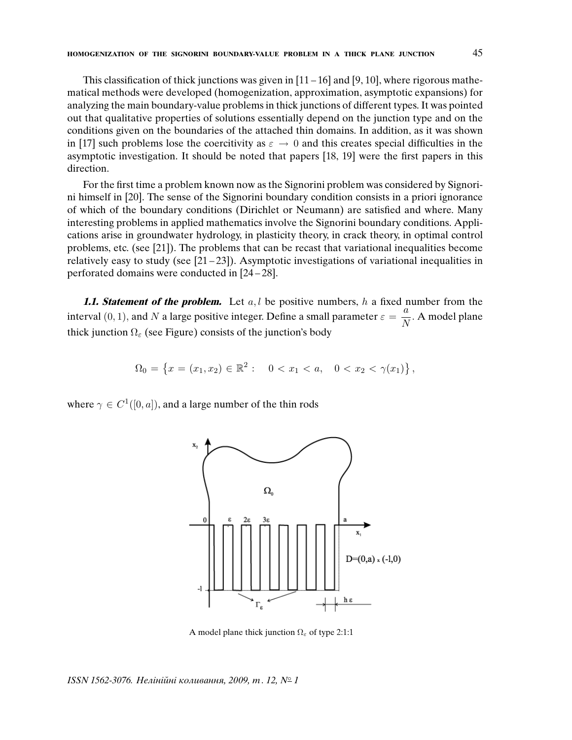This classification of thick junctions was given in [11 – 16] and [9, 10], where rigorous mathematical methods were developed (homogenization, approximation, asymptotic expansions) for analyzing the main boundary-value problems in thick junctions of different types. It was pointed out that qualitative properties of solutions essentially depend on the junction type and on the conditions given on the boundaries of the attached thin domains. In addition, as it was shown in [17] such problems lose the coercitivity as $\varepsilon \to 0$ and this creates special difficulties in the asymptotic investigation. It should be noted that papers [18, 19] were the first papers in this direction.

For the first time a problem known now as the Signorini problem was considered by Signorini himself in [20]. The sense of the Signorini boundary condition consists in a priori ignorance of which of the boundary conditions (Dirichlet or Neumann) are satisfied and where. Many interesting problems in applied mathematics involve the Signorini boundary conditions. Applications arise in groundwater hydrology, in plasticity theory, in crack theory, in optimal control problems, etc. (see [21]). The problems that can be recast that variational inequalities become relatively easy to study (see [21 – 23]). Asymptotic investigations of variational inequalities in perforated domains were conducted in [24 – 28].

***1.1. Statement of the problem.*** Let $a, l$ be positive numbers, $h$ a fixed number from the interval $(0, 1)$, and $N$ a large positive integer. Define a small parameter $\varepsilon = \dfrac{a}{N}$. A model plane thick junction $\Omega_\varepsilon$ (see Figure) consists of the junction's body

$$\Omega_0 = \left\{ x = (x_1, x_2) \in \mathbb{R}^2 : \quad 0 < x_1 < a, \quad 0 < x_2 < \gamma(x_1) \right\},$$

where $\gamma \in C^1([0, a])$, and a large number of the thin rods

$x_2$

$\Omega_0$

0 ε 2ε 3ε a

$x_1$

D=(0,a) x (-l,0)

-l

$\Gamma_\varepsilon$

h ε

A model plane thick junction $\Omega_\varepsilon$ of type 2:1:1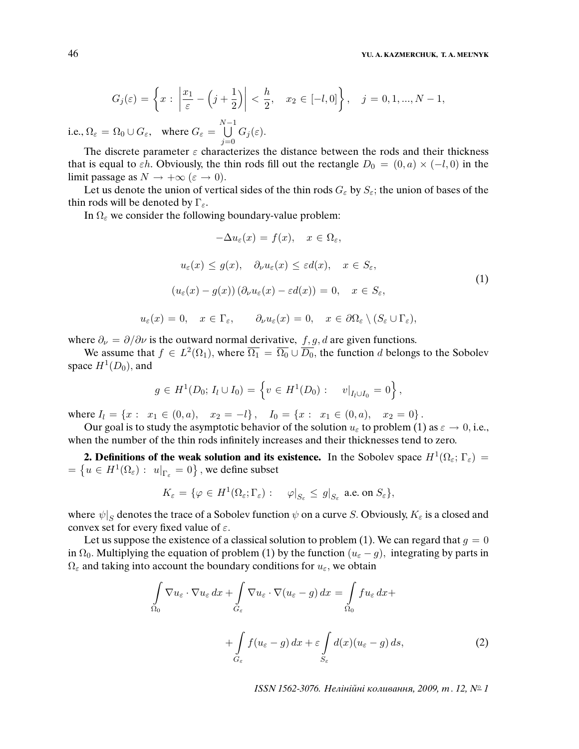$$G_j(\varepsilon) = \left\{ x : \left| \frac{x_1}{\varepsilon} - \left(j + \frac{1}{2}\right) \right| < \frac{h}{2}, \quad x_2 \in [-l, 0] \right\}, \quad j = 0, 1, ..., N-1,$$

i.e., $\Omega_\varepsilon = \Omega_0 \cup G_\varepsilon$, where $G_\varepsilon = \bigcup_{j=0}^{N-1} G_j(\varepsilon)$.

The discrete parameter $\varepsilon$ characterizes the distance between the rods and their thickness that is equal to $\varepsilon h$. Obviously, the thin rods fill out the rectangle $D_0 = (0, a) \times (-l, 0)$ in the limit passage as $N \to +\infty$ $(\varepsilon \to 0)$.

Let us denote the union of vertical sides of the thin rods $G_\varepsilon$ by $S_\varepsilon$; the union of bases of the thin rods will be denoted by $\Gamma_\varepsilon$.

In $\Omega_\varepsilon$ we consider the following boundary-value problem:

$$\begin{gathered}
-\Delta u_\varepsilon(x) = f(x), \quad x \in \Omega_\varepsilon, \\
u_\varepsilon(x) \le g(x), \quad \partial_\nu u_\varepsilon(x) \le \varepsilon d(x), \quad x \in S_\varepsilon, \\
(u_\varepsilon(x) - g(x)) \left(\partial_\nu u_\varepsilon(x) - \varepsilon d(x)\right) = 0, \quad x \in S_\varepsilon, \\
u_\varepsilon(x) = 0, \quad x \in \Gamma_\varepsilon, \qquad \partial_\nu u_\varepsilon(x) = 0, \quad x \in \partial\Omega_\varepsilon \setminus (S_\varepsilon \cup \Gamma_\varepsilon),
\end{gathered} \tag{1}$$

where $\partial_\nu = \partial / \partial \nu$ is the outward normal derivative, $f, g, d$ are given functions.

We assume that $f \in L^2(\Omega_1)$, where $\overline{\Omega_1} = \overline{\Omega_0} \cup \overline{D_0}$, the function $d$ belongs to the Sobolev space $H^1(D_0)$, and

$$g \in H^1(D_0; I_l \cup I_0) = \left\{ v \in H^1(D_0) : \quad v|_{I_l \cup I_0} = 0 \right\},$$

where $I_l = \{x : \ x_1 \in (0, a), \quad x_2 = -l\}, \quad I_0 = \{x : \ x_1 \in (0, a), \quad x_2 = 0\}$.

Our goal is to study the asymptotic behavior of the solution $u_\varepsilon$ to problem (1) as $\varepsilon \to 0$, i.e., when the number of the thin rods infinitely increases and their thicknesses tend to zero.

**2. Definitions of the weak solution and its existence.** In the Sobolev space $H^1(\Omega_\varepsilon; \Gamma_\varepsilon) = \left\{ u \in H^1(\Omega_\varepsilon) : \ u|_{\Gamma_\varepsilon} = 0 \right\}$, we define subset

$$K_\varepsilon = \{ \varphi \in H^1(\Omega_\varepsilon; \Gamma_\varepsilon) : \quad \varphi|_{S_\varepsilon} \le g|_{S_\varepsilon} \ \text{a.e. on } S_\varepsilon \},$$

where $\psi|_S$ denotes the trace of a Sobolev function $\psi$ on a curve $S$. Obviously, $K_\varepsilon$ is a closed and convex set for every fixed value of $\varepsilon$.

Let us suppose the existence of a classical solution to problem (1). We can regard that $g = 0$ in $\Omega_0$. Multiplying the equation of problem (1) by the function $(u_\varepsilon - g)$, integrating by parts in $\Omega_\varepsilon$ and taking into account the boundary conditions for $u_\varepsilon$, we obtain

$$\int_{\Omega_0} \nabla u_\varepsilon \cdot \nabla u_\varepsilon \, dx + \int_{G_\varepsilon} \nabla u_\varepsilon \cdot \nabla (u_\varepsilon - g) \, dx = \int_{\Omega_0} f u_\varepsilon \, dx +$$

$$+ \int_{G_\varepsilon} f (u_\varepsilon - g) \, dx + \varepsilon \int_{S_\varepsilon} d(x) (u_\varepsilon - g) \, ds, \tag{2}$$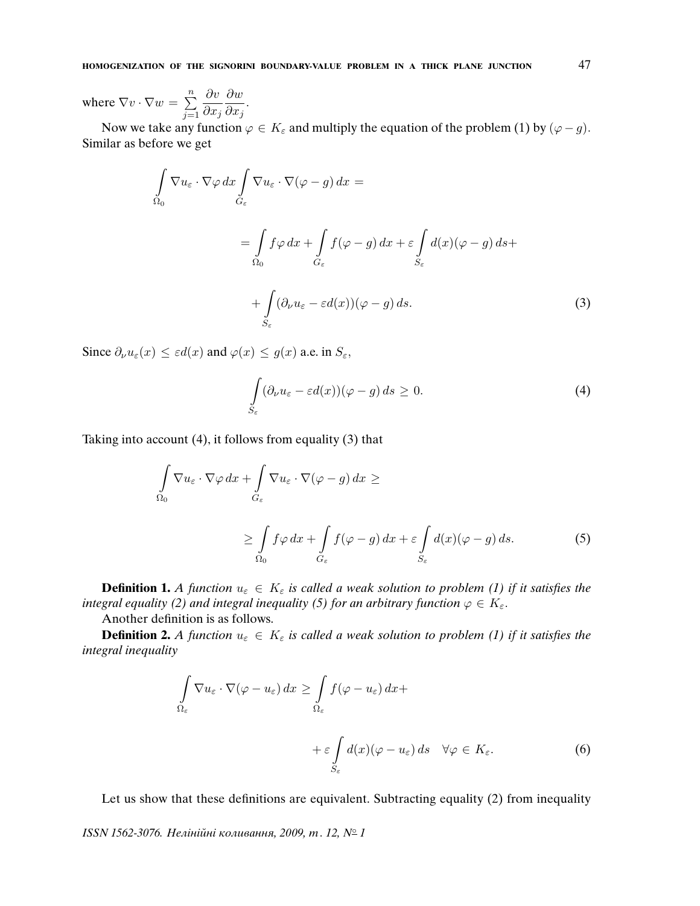where $\nabla v \cdot \nabla w = \sum\limits_{j=1}^{n} \dfrac{\partial v}{\partial x_j} \dfrac{\partial w}{\partial x_j}$.

Now we take any function $\varphi \in K_\varepsilon$ and multiply the equation of the problem (1) by $(\varphi - g)$. Similar as before we get

$$
\int\limits_{\Omega_0} \nabla u_\varepsilon \cdot \nabla \varphi \, dx \int\limits_{G_\varepsilon} \nabla u_\varepsilon \cdot \nabla(\varphi - g) \, dx =
$$

$$
= \int\limits_{\Omega_0} f \varphi \, dx + \int\limits_{G_\varepsilon} f(\varphi - g) \, dx + \varepsilon \int\limits_{S_\varepsilon} d(x)(\varphi - g) \, ds +
$$

$$
+ \int\limits_{S_\varepsilon} (\partial_\nu u_\varepsilon - \varepsilon d(x))(\varphi - g) \, ds. \tag{3}
$$

Since $\partial_\nu u_\varepsilon(x) \leq \varepsilon d(x)$ and $\varphi(x) \leq g(x)$ a.e. in $S_\varepsilon$,

$$
\int\limits_{S_\varepsilon} (\partial_\nu u_\varepsilon - \varepsilon d(x))(\varphi - g) \, ds \geq 0. \tag{4}
$$

Taking into account (4), it follows from equality (3) that

$$
\int\limits_{\Omega_0} \nabla u_\varepsilon \cdot \nabla \varphi \, dx + \int\limits_{G_\varepsilon} \nabla u_\varepsilon \cdot \nabla(\varphi - g) \, dx \geq
$$

$$
\geq \int\limits_{\Omega_0} f \varphi \, dx + \int\limits_{G_\varepsilon} f(\varphi - g) \, dx + \varepsilon \int\limits_{S_\varepsilon} d(x)(\varphi - g) \, ds. \tag{5}
$$

**Definition 1.** *A function $u_\varepsilon \in K_\varepsilon$ is called a weak solution to problem (1) if it satisfies the integral equality (2) and integral inequality (5) for an arbitrary function $\varphi \in K_\varepsilon$.*

Another definition is as follows.

**Definition 2.** *A function $u_\varepsilon \in K_\varepsilon$ is called a weak solution to problem (1) if it satisfies the integral inequality*

$$
\int\limits_{\Omega_\varepsilon} \nabla u_\varepsilon \cdot \nabla(\varphi - u_\varepsilon) \, dx \geq \int\limits_{\Omega_\varepsilon} f(\varphi - u_\varepsilon) \, dx +
$$

$$
+ \varepsilon \int\limits_{S_\varepsilon} d(x)(\varphi - u_\varepsilon) \, ds \quad \forall \varphi \in K_\varepsilon. \tag{6}
$$

Let us show that these definitions are equivalent. Subtracting equality (2) from inequality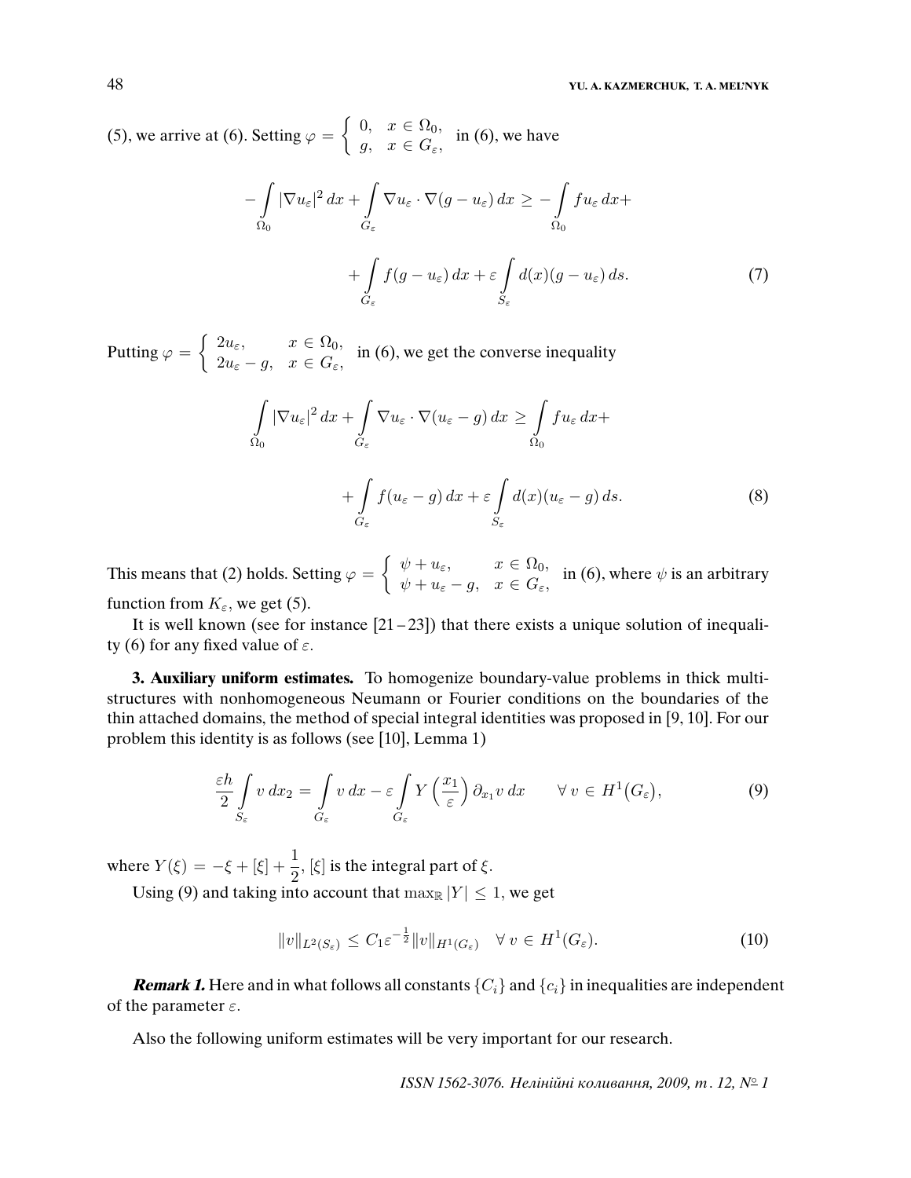(5), we arrive at (6). Setting $\varphi = \begin{cases} 0, & x \in \Omega_0, \\ g, & x \in G_\varepsilon, \end{cases}$ in (6), we have

$$-\int\limits_{\Omega_0} |\nabla u_\varepsilon|^2 \, dx + \int\limits_{G_\varepsilon} \nabla u_\varepsilon \cdot \nabla (g - u_\varepsilon) \, dx \geq -\int\limits_{\Omega_0} f u_\varepsilon \, dx +$$

$$+ \int\limits_{G_\varepsilon} f(g - u_\varepsilon) \, dx + \varepsilon \int\limits_{S_\varepsilon} d(x)(g - u_\varepsilon) \, ds. \tag{7}$$

Putting $\varphi = \begin{cases} 2u_\varepsilon, & x \in \Omega_0, \\ 2u_\varepsilon - g, & x \in G_\varepsilon, \end{cases}$ in (6), we get the converse inequality

$$\int\limits_{\Omega_0} |\nabla u_\varepsilon|^2 \, dx + \int\limits_{G_\varepsilon} \nabla u_\varepsilon \cdot \nabla (u_\varepsilon - g) \, dx \geq \int\limits_{\Omega_0} f u_\varepsilon \, dx +$$

$$+ \int\limits_{G_\varepsilon} f(u_\varepsilon - g) \, dx + \varepsilon \int\limits_{S_\varepsilon} d(x)(u_\varepsilon - g) \, ds. \tag{8}$$

This means that (2) holds. Setting $\varphi = \begin{cases} \psi + u_\varepsilon, & x \in \Omega_0, \\ \psi + u_\varepsilon - g, & x \in G_\varepsilon, \end{cases}$ in (6), where $\psi$ is an arbitrary function from $K_\varepsilon$, we get (5).

It is well known (see for instance [21–23]) that there exists a unique solution of inequality (6) for any fixed value of $\varepsilon$.

**3. Auxiliary uniform estimates.** To homogenize boundary-value problems in thick multi-structures with nonhomogeneous Neumann or Fourier conditions on the boundaries of the thin attached domains, the method of special integral identities was proposed in [9, 10]. For our problem this identity is as follows (see [10], Lemma 1)

$$\frac{\varepsilon h}{2} \int\limits_{S_\varepsilon} v \, dx_2 = \int\limits_{G_\varepsilon} v \, dx - \varepsilon \int\limits_{G_\varepsilon} Y\left(\frac{x_1}{\varepsilon}\right) \partial_{x_1} v \, dx \qquad \forall \, v \in H^1(G_\varepsilon), \tag{9}$$

where $Y(\xi) = -\xi + [\xi] + \dfrac{1}{2}$, $[\xi]$ is the integral part of $\xi$.

Using (9) and taking into account that $\max_{\mathbb{R}} |Y| \leq 1$, we get

$$\|v\|_{L^2(S_\varepsilon)} \leq C_1 \varepsilon^{-\frac{1}{2}} \|v\|_{H^1(G_\varepsilon)} \quad \forall \, v \in H^1(G_\varepsilon). \tag{10}$$

***Remark 1.*** Here and in what follows all constants $\{C_i\}$ and $\{c_i\}$ in inequalities are independent of the parameter $\varepsilon$.

Also the following uniform estimates will be very important for our research.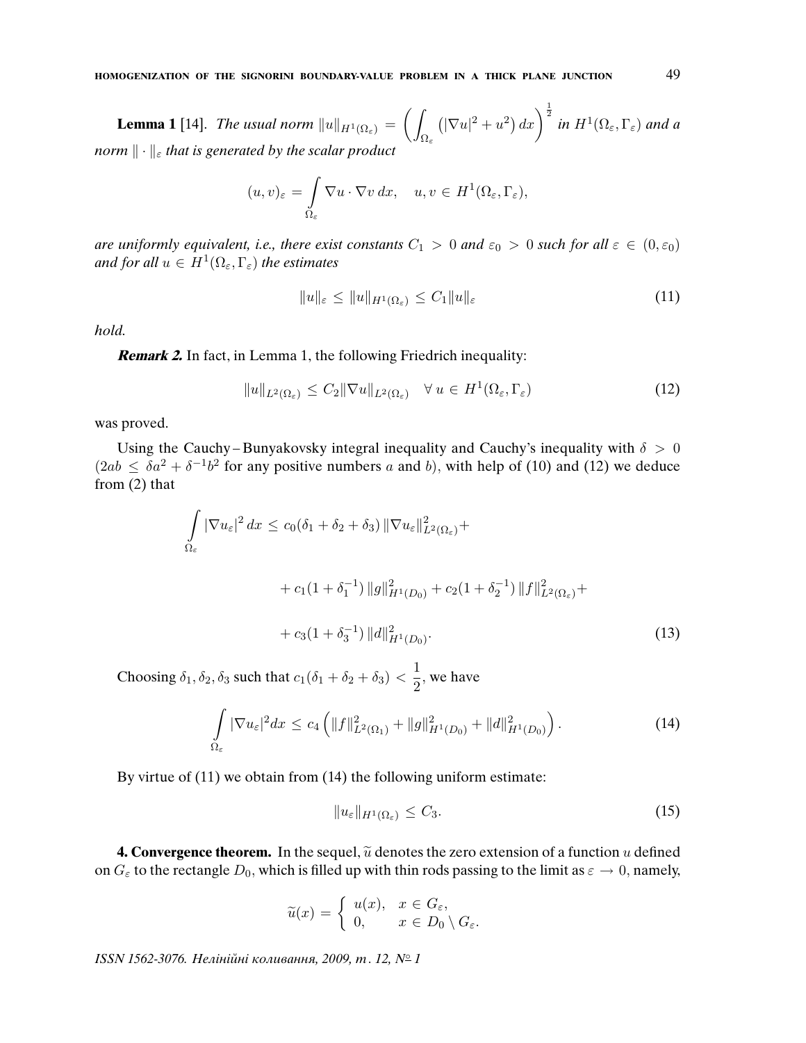**Lemma 1** [14]. *The usual norm* $\|u\|_{H^1(\Omega_\varepsilon)} = \left( \int_{\Omega_\varepsilon} \left(|\nabla u|^2 + u^2\right) dx \right)^{\frac{1}{2}}$ *in* $H^1(\Omega_\varepsilon, \Gamma_\varepsilon)$ *and a norm* $\|\cdot\|_\varepsilon$ *that is generated by the scalar product*

$$(u, v)_\varepsilon = \int\limits_{\Omega_\varepsilon} \nabla u \cdot \nabla v \, dx, \quad u, v \in H^1(\Omega_\varepsilon, \Gamma_\varepsilon),$$

*are uniformly equivalent, i.e., there exist constants* $C_1 > 0$ *and* $\varepsilon_0 > 0$ *such for all* $\varepsilon \in (0, \varepsilon_0)$ *and for all* $u \in H^1(\Omega_\varepsilon, \Gamma_\varepsilon)$ *the estimates*

$$\|u\|_\varepsilon \le \|u\|_{H^1(\Omega_\varepsilon)} \le C_1 \|u\|_\varepsilon \tag{11}$$

*hold.*

***Remark 2.*** In fact, in Lemma 1, the following Friedrich inequality:

$$\|u\|_{L^2(\Omega_\varepsilon)} \le C_2 \|\nabla u\|_{L^2(\Omega_\varepsilon)} \quad \forall\, u \in H^1(\Omega_\varepsilon, \Gamma_\varepsilon) \tag{12}$$

was proved.

Using the Cauchy – Bunyakovsky integral inequality and Cauchy's inequality with $\delta > 0$ ($2ab \le \delta a^2 + \delta^{-1} b^2$ for any positive numbers $a$ and $b$), with help of (10) and (12) we deduce from (2) that

$$\begin{aligned} \int\limits_{\Omega_\varepsilon} |\nabla u_\varepsilon|^2 \, dx \le {} & c_0(\delta_1 + \delta_2 + \delta_3) \, \|\nabla u_\varepsilon\|^2_{L^2(\Omega_\varepsilon)} + \\ & + c_1(1 + \delta_1^{-1}) \, \|g\|^2_{H^1(D_0)} + c_2(1 + \delta_2^{-1}) \, \|f\|^2_{L^2(\Omega_\varepsilon)} + \\ & + c_3(1 + \delta_3^{-1}) \, \|d\|^2_{H^1(D_0)}. \end{aligned} \tag{13}$$

Choosing $\delta_1, \delta_2, \delta_3$ such that $c_1(\delta_1 + \delta_2 + \delta_3) < \dfrac{1}{2}$, we have

$$\int\limits_{\Omega_\varepsilon} |\nabla u_\varepsilon|^2 dx \le c_4 \left( \|f\|^2_{L^2(\Omega_1)} + \|g\|^2_{H^1(D_0)} + \|d\|^2_{H^1(D_0)} \right). \tag{14}$$

By virtue of (11) we obtain from (14) the following uniform estimate:

$$\|u_\varepsilon\|_{H^1(\Omega_\varepsilon)} \le C_3. \tag{15}$$

**4. Convergence theorem.** In the sequel, $\widetilde{u}$ denotes the zero extension of a function $u$ defined on $G_\varepsilon$ to the rectangle $D_0$, which is filled up with thin rods passing to the limit as $\varepsilon \to 0$, namely,

$$\widetilde{u}(x) = \begin{cases} u(x), & x \in G_\varepsilon, \\ 0, & x \in D_0 \setminus G_\varepsilon. \end{cases}$$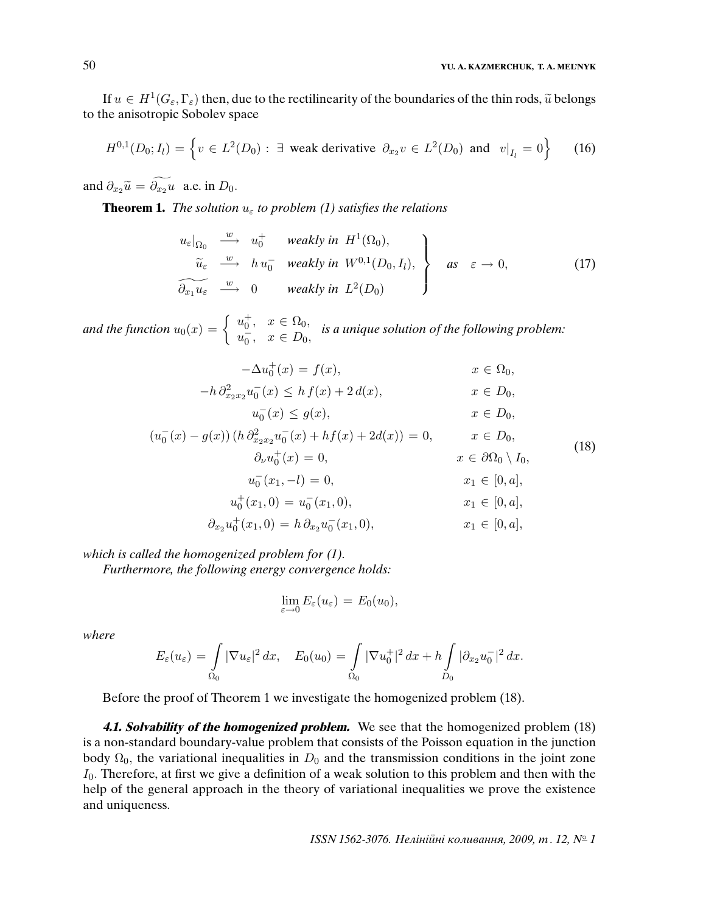If $u \in H^1(G_\varepsilon, \Gamma_\varepsilon)$ then, due to the rectilinearity of the boundaries of the thin rods, $\widetilde{u}$ belongs to the anisotropic Sobolev space

$$
H^{0,1}(D_0; I_l) = \Big\{ v \in L^2(D_0) : \; \exists \text{ weak derivative } \partial_{x_2} v \in L^2(D_0) \text{ and } v\big|_{I_l} = 0 \Big\} \tag{16}
$$

and $\partial_{x_2} \widetilde{u} = \widetilde{\partial_{x_2} u}$ a.e. in $D_0$.

**Theorem 1.** *The solution $u_\varepsilon$ to problem (1) satisfies the relations*

$$
\left.
\begin{array}{rcll}
u_\varepsilon|_{\Omega_0} & \stackrel{w}{\longrightarrow} & u_0^+ & \text{weakly in } H^1(\Omega_0), \\
\widetilde{u}_\varepsilon & \stackrel{w}{\longrightarrow} & h\, u_0^- & \text{weakly in } W^{0,1}(D_0, I_l), \\
\widetilde{\partial_{x_1} u_\varepsilon} & \stackrel{w}{\longrightarrow} & 0 & \text{weakly in } L^2(D_0)
\end{array}
\right\} \quad \text{as} \quad \varepsilon \to 0, \tag{17}
$$

*and the function* $u_0(x) = \begin{cases} u_0^+, & x \in \Omega_0, \\ u_0^-, & x \in D_0, \end{cases}$ *is a unique solution of the following problem:*

$$
\begin{array}{rcl}
-\Delta u_0^+(x) = f(x), & & x \in \Omega_0, \\
-h\, \partial^2_{x_2 x_2} u_0^-(x) \le h\, f(x) + 2\, d(x), & & x \in D_0, \\
u_0^-(x) \le g(x), & & x \in D_0, \\
(u_0^-(x) - g(x))\, (h\, \partial^2_{x_2 x_2} u_0^-(x) + h f(x) + 2 d(x)) = 0, & & x \in D_0, \\
\partial_\nu u_0^+(x) = 0, & & x \in \partial\Omega_0 \setminus I_0, \\
u_0^-(x_1, -l) = 0, & & x_1 \in [0, a], \\
u_0^+(x_1, 0) = u_0^-(x_1, 0), & & x_1 \in [0, a], \\
\partial_{x_2} u_0^+(x_1, 0) = h\, \partial_{x_2} u_0^-(x_1, 0), & & x_1 \in [0, a],
\end{array} \tag{18}
$$

*which is called the homogenized problem for (1).*

*Furthermore, the following energy convergence holds:*

$$
\lim_{\varepsilon \to 0} E_\varepsilon(u_\varepsilon) = E_0(u_0),
$$

*where*

$$
E_\varepsilon(u_\varepsilon) = \int\limits_{\Omega_0} |\nabla u_\varepsilon|^2 \, dx, \quad E_0(u_0) = \int\limits_{\Omega_0} |\nabla u_0^+|^2 \, dx + h \int\limits_{D_0} |\partial_{x_2} u_0^-|^2 \, dx.
$$

Before the proof of Theorem 1 we investigate the homogenized problem (18).

***4.1. Solvability of the homogenized problem.*** We see that the homogenized problem (18) is a non-standard boundary-value problem that consists of the Poisson equation in the junction body $\Omega_0$, the variational inequalities in $D_0$ and the transmission conditions in the joint zone $I_0$. Therefore, at first we give a definition of a weak solution to this problem and then with the help of the general approach in the theory of variational inequalities we prove the existence and uniqueness.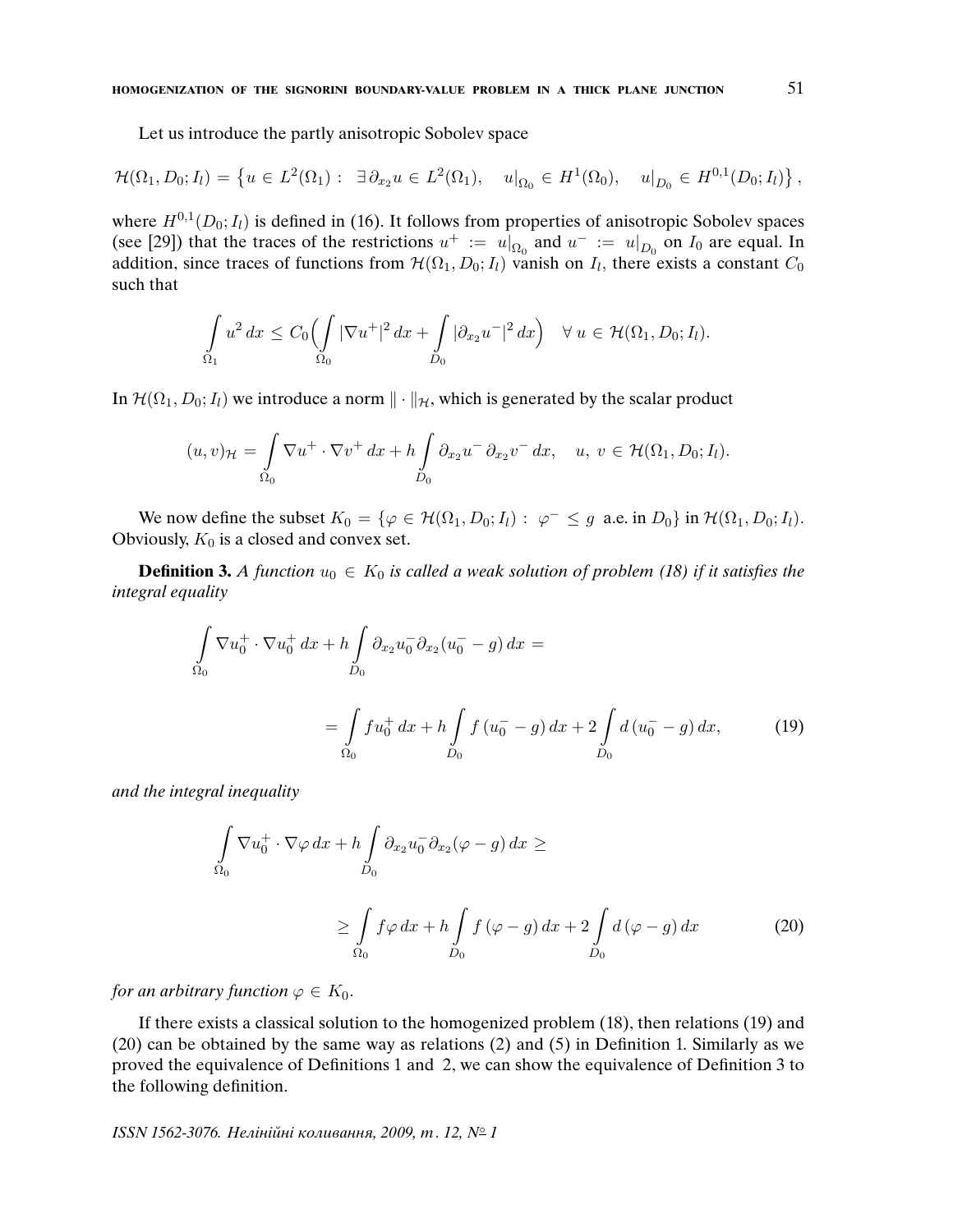Let us introduce the partly anisotropic Sobolev space

$$\mathcal{H}(\Omega_1, D_0; I_l) = \left\{ u \in L^2(\Omega_1): \ \ \exists\, \partial_{x_2} u \in L^2(\Omega_1), \quad u|_{\Omega_0} \in H^1(\Omega_0), \quad u|_{D_0} \in H^{0,1}(D_0; I_l) \right\},$$

where $H^{0,1}(D_0; I_l)$ is defined in (16). It follows from properties of anisotropic Sobolev spaces (see [29]) that the traces of the restrictions $u^+ := u|_{\Omega_0}$ and $u^- := u|_{D_0}$ on $I_0$ are equal. In addition, since traces of functions from $\mathcal{H}(\Omega_1, D_0; I_l)$ vanish on $I_l$, there exists a constant $C_0$ such that

$$\int\limits_{\Omega_1} u^2\, dx \le C_0 \Big( \int\limits_{\Omega_0} |\nabla u^+|^2\, dx + \int\limits_{D_0} |\partial_{x_2} u^-|^2\, dx \Big) \quad \forall\, u \in \mathcal{H}(\Omega_1, D_0; I_l).$$

In $\mathcal{H}(\Omega_1, D_0; I_l)$ we introduce a norm $\| \cdot \|_{\mathcal{H}}$, which is generated by the scalar product

$$(u, v)_{\mathcal{H}} = \int\limits_{\Omega_0} \nabla u^+ \cdot \nabla v^+\, dx + h \int\limits_{D_0} \partial_{x_2} u^-\, \partial_{x_2} v^-\, dx, \quad u,\ v \in \mathcal{H}(\Omega_1, D_0; I_l).$$

We now define the subset $K_0 = \{\varphi \in \mathcal{H}(\Omega_1, D_0; I_l): \ \varphi^- \le g \ \text{ a.e. in } D_0\}$ in $\mathcal{H}(\Omega_1, D_0; I_l)$. Obviously, $K_0$ is a closed and convex set.

**Definition 3.** *A function $u_0 \in K_0$ is called a weak solution of problem (18) if it satisfies the integral equality*

$$\int\limits_{\Omega_0} \nabla u_0^+ \cdot \nabla u_0^+\, dx + h \int\limits_{D_0} \partial_{x_2} u_0^- \partial_{x_2} (u_0^- - g)\, dx =$$

$$= \int\limits_{\Omega_0} f u_0^+\, dx + h \int\limits_{D_0} f\, (u_0^- - g)\, dx + 2 \int\limits_{D_0} d\, (u_0^- - g)\, dx, \tag{19}$$

*and the integral inequality*

$$\int\limits_{\Omega_0} \nabla u_0^+ \cdot \nabla \varphi\, dx + h \int\limits_{D_0} \partial_{x_2} u_0^- \partial_{x_2} (\varphi - g)\, dx \ge$$

$$\ge \int\limits_{\Omega_0} f \varphi\, dx + h \int\limits_{D_0} f\, (\varphi - g)\, dx + 2 \int\limits_{D_0} d\, (\varphi - g)\, dx \tag{20}$$

*for an arbitrary function $\varphi \in K_0$.*

If there exists a classical solution to the homogenized problem (18), then relations (19) and (20) can be obtained by the same way as relations (2) and (5) in Definition 1. Similarly as we proved the equivalence of Definitions 1 and 2, we can show the equivalence of Definition 3 to the following definition.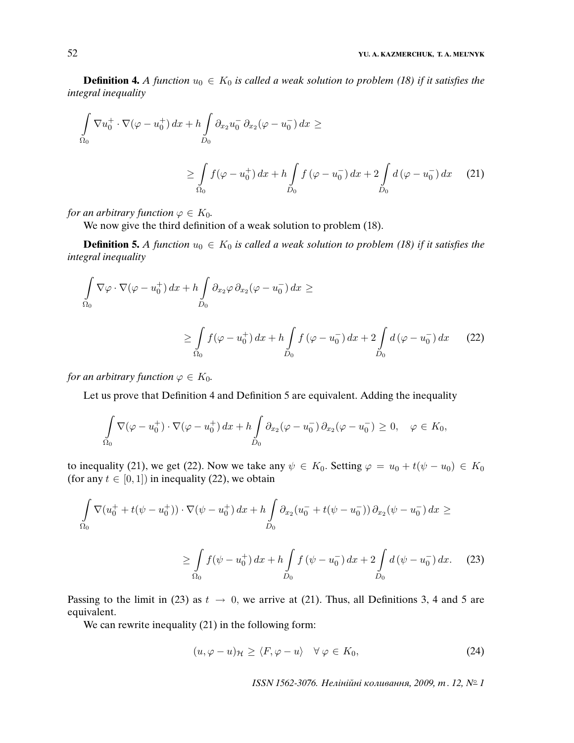**Definition 4.** *A function $u_0 \in K_0$ is called a weak solution to problem (18) if it satisfies the integral inequality*

$$\int\limits_{\Omega_0} \nabla u_0^+ \cdot \nabla(\varphi - u_0^+)\, dx + h \int\limits_{D_0} \partial_{x_2} u_0^- \, \partial_{x_2}(\varphi - u_0^-)\, dx \ge$$

$$\ge \int\limits_{\Omega_0} f(\varphi - u_0^+)\, dx + h \int\limits_{D_0} f\,(\varphi - u_0^-)\, dx + 2 \int\limits_{D_0} d\,(\varphi - u_0^-)\, dx \qquad (21)$$

*for an arbitrary function $\varphi \in K_0$.*

We now give the third definition of a weak solution to problem (18).

**Definition 5.** *A function $u_0 \in K_0$ is called a weak solution to problem (18) if it satisfies the integral inequality*

$$\int\limits_{\Omega_0} \nabla \varphi \cdot \nabla(\varphi - u_0^+)\, dx + h \int\limits_{D_0} \partial_{x_2} \varphi \, \partial_{x_2}(\varphi - u_0^-)\, dx \ge$$

$$\ge \int\limits_{\Omega_0} f(\varphi - u_0^+)\, dx + h \int\limits_{D_0} f\,(\varphi - u_0^-)\, dx + 2 \int\limits_{D_0} d\,(\varphi - u_0^-)\, dx \qquad (22)$$

*for an arbitrary function $\varphi \in K_0$.*

Let us prove that Definition 4 and Definition 5 are equivalent. Adding the inequality

$$\int\limits_{\Omega_0} \nabla(\varphi - u_0^+) \cdot \nabla(\varphi - u_0^+)\, dx + h \int\limits_{D_0} \partial_{x_2}(\varphi - u_0^-)\, \partial_{x_2}(\varphi - u_0^-) \ge 0, \quad \varphi \in K_0,$$

to inequality (21), we get (22). Now we take any $\psi \in K_0$. Setting $\varphi = u_0 + t(\psi - u_0) \in K_0$ (for any $t \in [0,1]$) in inequality (22), we obtain

$$\int\limits_{\Omega_0} \nabla(u_0^+ + t(\psi - u_0^+)) \cdot \nabla(\psi - u_0^+)\, dx + h \int\limits_{D_0} \partial_{x_2}(u_0^- + t(\psi - u_0^-))\, \partial_{x_2}(\psi - u_0^-)\, dx \ge$$

$$\ge \int\limits_{\Omega_0} f(\psi - u_0^+)\, dx + h \int\limits_{D_0} f\,(\psi - u_0^-)\, dx + 2 \int\limits_{D_0} d\,(\psi - u_0^-)\, dx. \qquad (23)$$

Passing to the limit in (23) as $t \to 0$, we arrive at (21). Thus, all Definitions 3, 4 and 5 are equivalent.

We can rewrite inequality (21) in the following form:

$$(u, \varphi - u)_{\mathcal{H}} \ge \langle F, \varphi - u \rangle \quad \forall\, \varphi \in K_0, \qquad (24)$$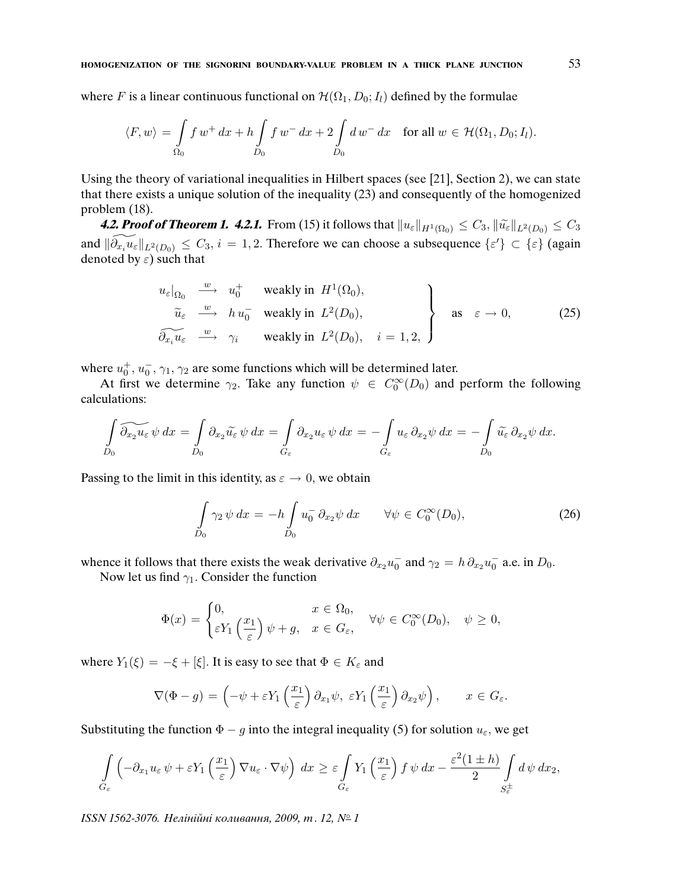where $F$ is a linear continuous functional on $\mathcal{H}(\Omega_1, D_0; I_l)$ defined by the formulae

$$\langle F, w \rangle = \int\limits_{\Omega_0} f\, w^+ \, dx + h \int\limits_{D_0} f\, w^- \, dx + 2 \int\limits_{D_0} d\, w^- \, dx \quad \text{for all } w \in \mathcal{H}(\Omega_1, D_0; I_l).$$

Using the theory of variational inequalities in Hilbert spaces (see [21], Section 2), we can state that there exists a unique solution of the inequality (23) and consequently of the homogenized problem (18).

***4.2. Proof of Theorem 1.*** ***4.2.1.*** From (15) it follows that $\|u_\varepsilon\|_{H^1(\Omega_0)} \le C_3$, $\|\widetilde{u}_\varepsilon\|_{L^2(D_0)} \le C_3$ and $\|\widetilde{\partial_{x_i} u_\varepsilon}\|_{L^2(D_0)} \le C_3$, $i = 1, 2$. Therefore we can choose a subsequence $\{\varepsilon'\} \subset \{\varepsilon\}$ (again denoted by $\varepsilon$) such that

$$\left.\begin{aligned} u_\varepsilon|_{\Omega_0} &\stackrel{w}{\longrightarrow} u_0^+ \quad \text{weakly in } H^1(\Omega_0), \\ \widetilde{u}_\varepsilon &\stackrel{w}{\longrightarrow} h\, u_0^- \quad \text{weakly in } L^2(D_0), \\ \widetilde{\partial_{x_i} u_\varepsilon} &\stackrel{w}{\longrightarrow} \gamma_i \quad \text{weakly in } L^2(D_0), \quad i = 1, 2, \end{aligned}\right\} \quad \text{as} \quad \varepsilon \to 0, \tag{25}$$

where $u_0^+, u_0^-, \gamma_1, \gamma_2$ are some functions which will be determined later.

At first we determine $\gamma_2$. Take any function $\psi \in C_0^\infty(D_0)$ and perform the following calculations:

$$\int\limits_{D_0} \widetilde{\partial_{x_2} u_\varepsilon}\, \psi \, dx = \int\limits_{D_0} \partial_{x_2} \widetilde{u}_\varepsilon\, \psi \, dx = \int\limits_{G_\varepsilon} \partial_{x_2} u_\varepsilon\, \psi \, dx = -\int\limits_{G_\varepsilon} u_\varepsilon\, \partial_{x_2} \psi \, dx = -\int\limits_{D_0} \widetilde{u}_\varepsilon\, \partial_{x_2} \psi \, dx.$$

Passing to the limit in this identity, as $\varepsilon \to 0$, we obtain

$$\int\limits_{D_0} \gamma_2\, \psi \, dx = -h \int\limits_{D_0} u_0^-\, \partial_{x_2} \psi \, dx \qquad \forall \psi \in C_0^\infty(D_0), \tag{26}$$

whence it follows that there exists the weak derivative $\partial_{x_2} u_0^-$ and $\gamma_2 = h\, \partial_{x_2} u_0^-$ a.e. in $D_0$.

Now let us find $\gamma_1$. Consider the function

$$\Phi(x) = \begin{cases} 0, & x \in \Omega_0, \\ \varepsilon Y_1\left(\dfrac{x_1}{\varepsilon}\right) \psi + g, & x \in G_\varepsilon, \end{cases} \quad \forall \psi \in C_0^\infty(D_0), \quad \psi \ge 0,$$

where $Y_1(\xi) = -\xi + [\xi]$. It is easy to see that $\Phi \in K_\varepsilon$ and

$$\nabla(\Phi - g) = \left( -\psi + \varepsilon Y_1\left(\frac{x_1}{\varepsilon}\right) \partial_{x_1} \psi,\ \varepsilon Y_1\left(\frac{x_1}{\varepsilon}\right) \partial_{x_2} \psi \right), \qquad x \in G_\varepsilon.$$

Substituting the function $\Phi - g$ into the integral inequality (5) for solution $u_\varepsilon$, we get

$$\int\limits_{G_\varepsilon} \left( -\partial_{x_1} u_\varepsilon\, \psi + \varepsilon Y_1\left(\frac{x_1}{\varepsilon}\right) \nabla u_\varepsilon \cdot \nabla \psi \right) dx \ge \varepsilon \int\limits_{G_\varepsilon} Y_1\left(\frac{x_1}{\varepsilon}\right) f\, \psi \, dx - \frac{\varepsilon^2 (1 \pm h)}{2} \int\limits_{S_\varepsilon^\pm} d\, \psi \, dx_2,$$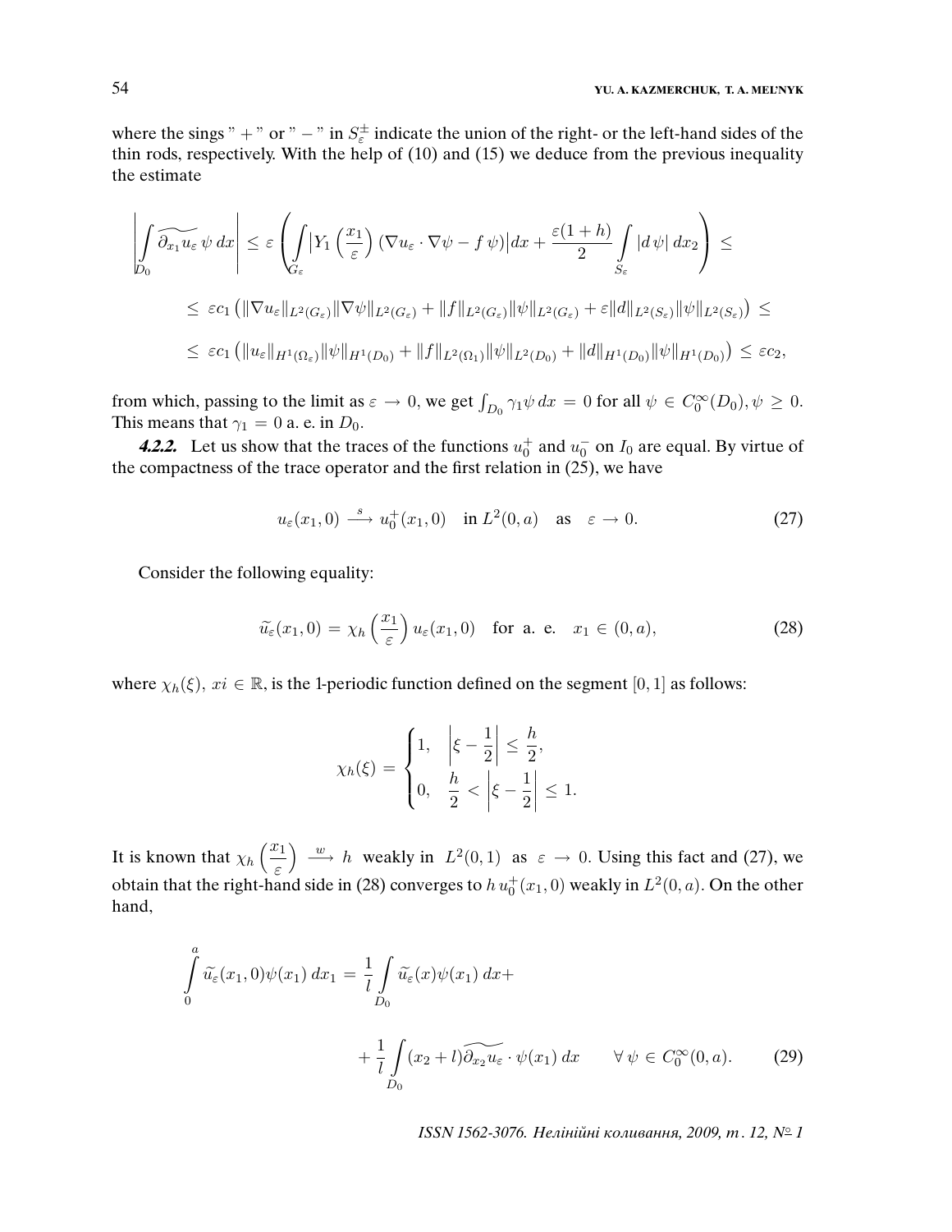where the sings " + " or " − " in $S_\varepsilon^\pm$ indicate the union of the right- or the left-hand sides of the thin rods, respectively. With the help of (10) and (15) we deduce from the previous inequality the estimate

$$
\left| \int\limits_{D_0} \widetilde{\partial_{x_1} u_\varepsilon}\, \psi \, dx \right| \le \varepsilon \left( \int\limits_{G_\varepsilon} \left| Y_1\left(\frac{x_1}{\varepsilon}\right) (\nabla u_\varepsilon \cdot \nabla \psi - f\, \psi) \right| dx + \frac{\varepsilon(1+h)}{2} \int\limits_{S_\varepsilon} |d\, \psi| \, dx_2 \right) \le
$$

$$
\le \varepsilon c_1 \left( \|\nabla u_\varepsilon\|_{L^2(G_\varepsilon)} \|\nabla \psi\|_{L^2(G_\varepsilon)} + \|f\|_{L^2(G_\varepsilon)} \|\psi\|_{L^2(G_\varepsilon)} + \varepsilon \|d\|_{L^2(S_\varepsilon)} \|\psi\|_{L^2(S_\varepsilon)} \right) \le
$$

$$
\le \varepsilon c_1 \left( \|u_\varepsilon\|_{H^1(\Omega_\varepsilon)} \|\psi\|_{H^1(D_0)} + \|f\|_{L^2(\Omega_1)} \|\psi\|_{L^2(D_0)} + \|d\|_{H^1(D_0)} \|\psi\|_{H^1(D_0)} \right) \le \varepsilon c_2,
$$

from which, passing to the limit as $\varepsilon \to 0$, we get $\int_{D_0} \gamma_1 \psi \, dx = 0$ for all $\psi \in C_0^\infty(D_0), \psi \ge 0$. This means that $\gamma_1 = 0$ a. e. in $D_0$.

***4.2.2.*** Let us show that the traces of the functions $u_0^+$ and $u_0^-$ on $I_0$ are equal. By virtue of the compactness of the trace operator and the first relation in (25), we have

$$
u_\varepsilon(x_1, 0) \stackrel{s}{\longrightarrow} u_0^+(x_1, 0) \quad \text{in } L^2(0, a) \quad \text{as} \quad \varepsilon \to 0. \tag{27}
$$

Consider the following equality:

$$
\widetilde{u_\varepsilon}(x_1, 0) = \chi_h\left(\frac{x_1}{\varepsilon}\right) u_\varepsilon(x_1, 0) \quad \text{for a. e.} \quad x_1 \in (0, a), \tag{28}
$$

where $\chi_h(\xi)$, $xi \in \mathbb{R}$, is the 1-periodic function defined on the segment $[0, 1]$ as follows:

$$
\chi_h(\xi) = \begin{cases} 1, & \left|\xi - \dfrac{1}{2}\right| \le \dfrac{h}{2}, \\ 0, & \dfrac{h}{2} < \left|\xi - \dfrac{1}{2}\right| \le 1. \end{cases}
$$

It is known that $\chi_h\left(\dfrac{x_1}{\varepsilon}\right) \stackrel{w}{\longrightarrow} h$ weakly in $L^2(0, 1)$ as $\varepsilon \to 0$. Using this fact and (27), we obtain that the right-hand side in (28) converges to $h\, u_0^+(x_1, 0)$ weakly in $L^2(0, a)$. On the other hand,

$$
\int\limits_0^a \widetilde{u_\varepsilon}(x_1, 0) \psi(x_1) \, dx_1 = \frac{1}{l} \int\limits_{D_0} \widetilde{u_\varepsilon}(x) \psi(x_1) \, dx +
$$

$$
+ \frac{1}{l} \int\limits_{D_0} (x_2 + l) \widetilde{\partial_{x_2} u_\varepsilon} \cdot \psi(x_1) \, dx \qquad \forall\, \psi \in C_0^\infty(0, a). \tag{29}
$$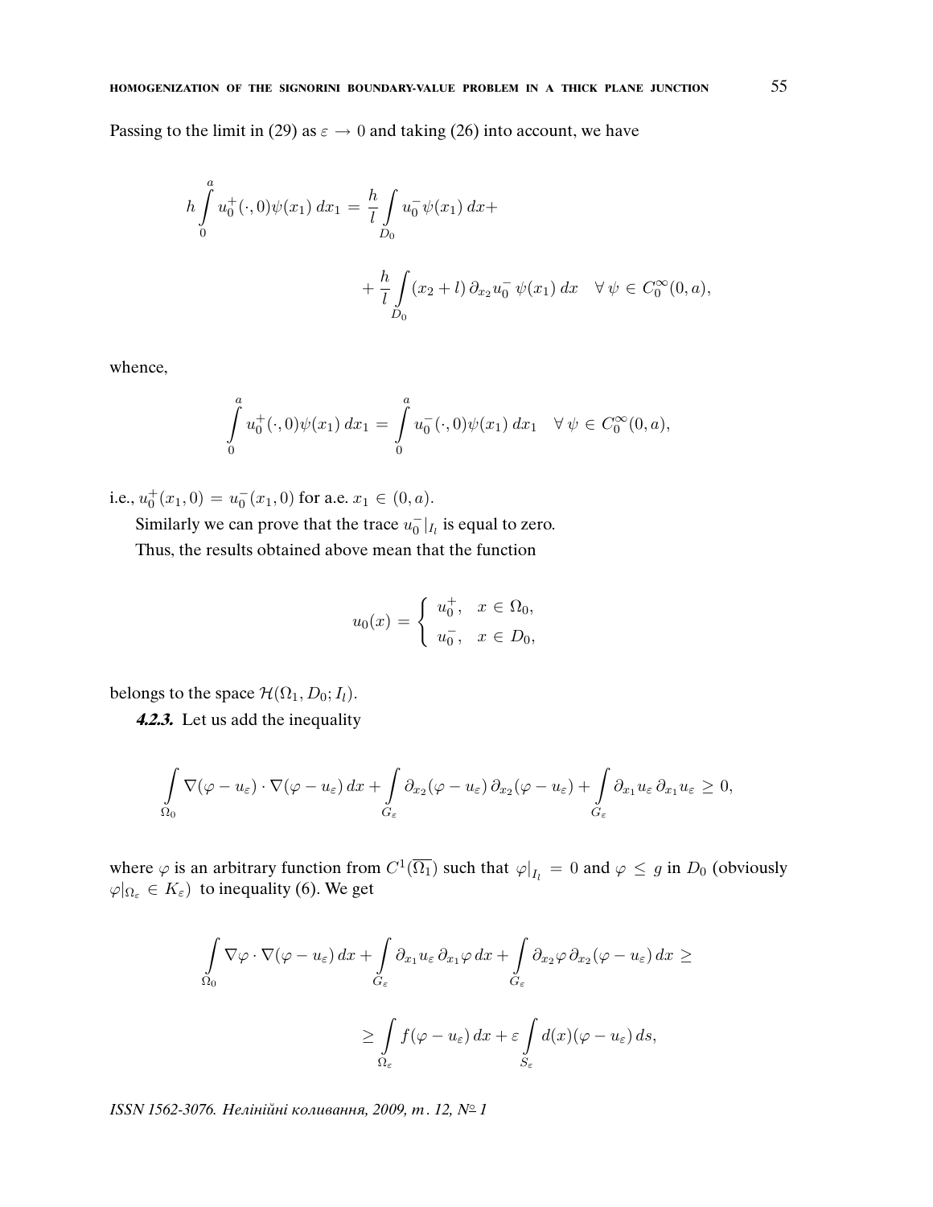Passing to the limit in (29) as $\varepsilon \to 0$ and taking (26) into account, we have

$$h \int_0^a u_0^+(\cdot, 0)\psi(x_1)\, dx_1 = \frac{h}{l} \int_{D_0} u_0^- \psi(x_1)\, dx +$$

$$+ \frac{h}{l} \int_{D_0} (x_2 + l)\, \partial_{x_2} u_0^- \, \psi(x_1)\, dx \quad \forall\, \psi \in C_0^\infty(0, a),$$

whence,

$$\int_0^a u_0^+(\cdot, 0)\psi(x_1)\, dx_1 = \int_0^a u_0^-(\cdot, 0)\psi(x_1)\, dx_1 \quad \forall\, \psi \in C_0^\infty(0, a),$$

i.e., $u_0^+(x_1, 0) = u_0^-(x_1, 0)$ for a.e. $x_1 \in (0, a)$.

Similarly we can prove that the trace $u_0^-|_{I_l}$ is equal to zero.

Thus, the results obtained above mean that the function

$$u_0(x) = \begin{cases} u_0^+, & x \in \Omega_0, \\ u_0^-, & x \in D_0, \end{cases}$$

belongs to the space $\mathcal{H}(\Omega_1, D_0; I_l)$.

***4.2.3.*** Let us add the inequality

$$\int_{\Omega_0} \nabla(\varphi - u_\varepsilon) \cdot \nabla(\varphi - u_\varepsilon)\, dx + \int_{G_\varepsilon} \partial_{x_2}(\varphi - u_\varepsilon)\, \partial_{x_2}(\varphi - u_\varepsilon) + \int_{G_\varepsilon} \partial_{x_1} u_\varepsilon\, \partial_{x_1} u_\varepsilon \ge 0,$$

where $\varphi$ is an arbitrary function from $C^1(\overline{\Omega_1})$ such that $\varphi|_{I_l} = 0$ and $\varphi \le g$ in $D_0$ (obviously $\varphi|_{\Omega_\varepsilon} \in K_\varepsilon$) to inequality (6). We get

$$\int_{\Omega_0} \nabla\varphi \cdot \nabla(\varphi - u_\varepsilon)\, dx + \int_{G_\varepsilon} \partial_{x_1} u_\varepsilon\, \partial_{x_1} \varphi\, dx + \int_{G_\varepsilon} \partial_{x_2} \varphi\, \partial_{x_2}(\varphi - u_\varepsilon)\, dx \ge$$

$$\ge \int_{\Omega_\varepsilon} f(\varphi - u_\varepsilon)\, dx + \varepsilon \int_{S_\varepsilon} d(x)(\varphi - u_\varepsilon)\, ds,$$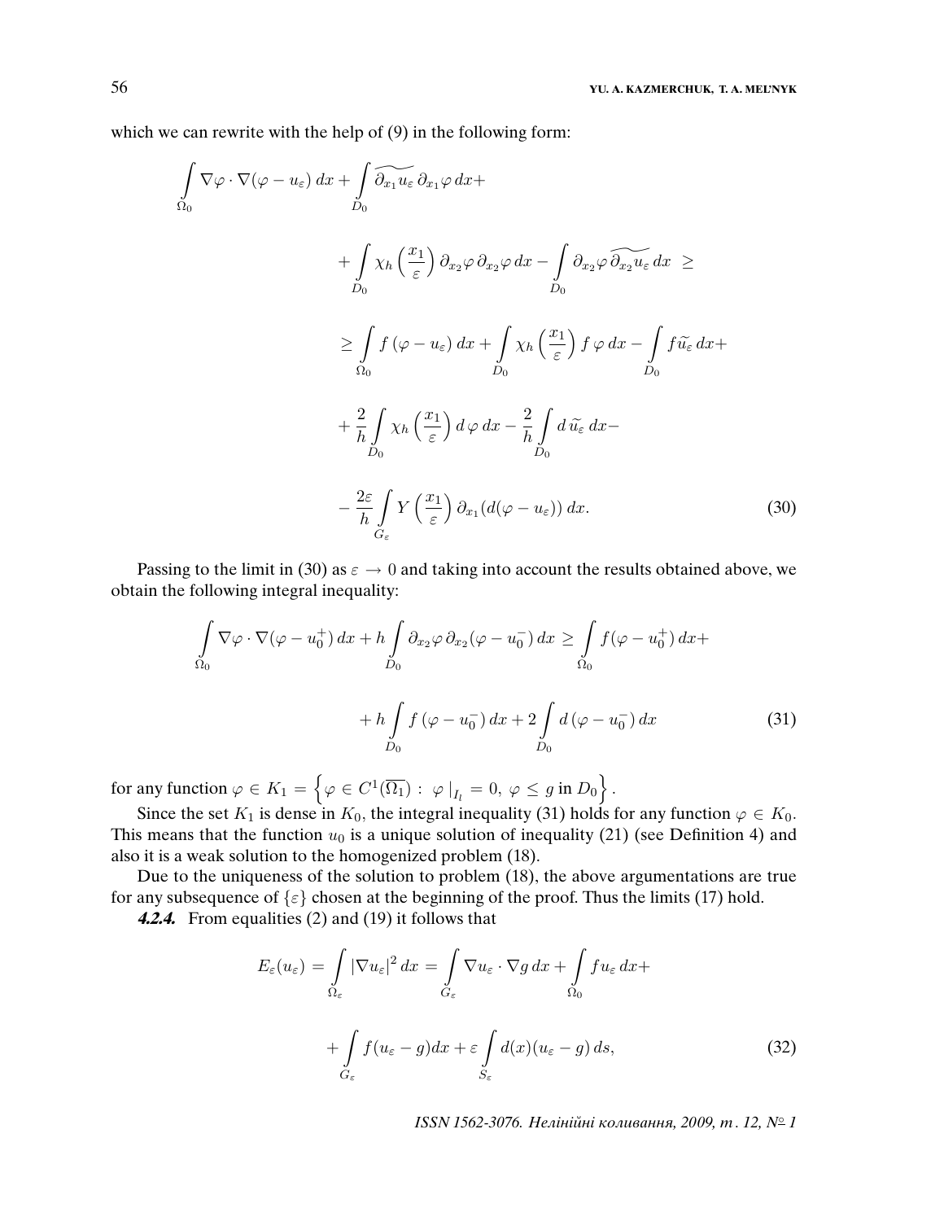which we can rewrite with the help of (9) in the following form:

$$
\begin{aligned}
&\int\limits_{\Omega_0} \nabla\varphi\cdot\nabla(\varphi-u_\varepsilon)\,dx + \int\limits_{D_0} \widetilde{\partial_{x_1}u_\varepsilon}\,\partial_{x_1}\varphi\,dx + \\
&\qquad + \int\limits_{D_0} \chi_h\Big(\frac{x_1}{\varepsilon}\Big)\,\partial_{x_2}\varphi\,\partial_{x_2}\varphi\,dx - \int\limits_{D_0} \partial_{x_2}\varphi\,\widetilde{\partial_{x_2}u_\varepsilon}\,dx \;\ge \\
&\qquad \ge \int\limits_{\Omega_0} f\,(\varphi-u_\varepsilon)\,dx + \int\limits_{D_0} \chi_h\Big(\frac{x_1}{\varepsilon}\Big)\,f\,\varphi\,dx - \int\limits_{D_0} f\widetilde{u_\varepsilon}\,dx + \\
&\qquad + \frac{2}{h}\int\limits_{D_0} \chi_h\Big(\frac{x_1}{\varepsilon}\Big)\,d\,\varphi\,dx - \frac{2}{h}\int\limits_{D_0} d\,\widetilde{u_\varepsilon}\,dx - \\
&\qquad - \frac{2\varepsilon}{h}\int\limits_{G_\varepsilon} Y\Big(\frac{x_1}{\varepsilon}\Big)\,\partial_{x_1}(d(\varphi-u_\varepsilon))\,dx. \qquad (30)
\end{aligned}
$$

Passing to the limit in (30) as $\varepsilon\to 0$ and taking into account the results obtained above, we obtain the following integral inequality:

$$
\begin{aligned}
&\int\limits_{\Omega_0} \nabla\varphi\cdot\nabla(\varphi-u_0^+)\,dx + h\int\limits_{D_0} \partial_{x_2}\varphi\,\partial_{x_2}(\varphi-u_0^-)\,dx \ge \int\limits_{\Omega_0} f(\varphi-u_0^+)\,dx + \\
&\qquad + h\int\limits_{D_0} f\,(\varphi-u_0^-)\,dx + 2\int\limits_{D_0} d\,(\varphi-u_0^-)\,dx \qquad (31)
\end{aligned}
$$

for any function $\varphi\in K_1 = \Big\{\varphi\in C^1(\overline{\Omega_1}) :\ \varphi\,|_{I_l} = 0,\ \varphi\le g \text{ in } D_0\Big\}$.

Since the set $K_1$ is dense in $K_0$, the integral inequality (31) holds for any function $\varphi\in K_0$. This means that the function $u_0$ is a unique solution of inequality (21) (see Definition 4) and also it is a weak solution to the homogenized problem (18).

Due to the uniqueness of the solution to problem (18), the above argumentations are true for any subsequence of $\{\varepsilon\}$ chosen at the beginning of the proof. Thus the limits (17) hold.

***4.2.4.*** From equalities (2) and (19) it follows that

$$
\begin{aligned}
E_\varepsilon(u_\varepsilon) = \int\limits_{\Omega_\varepsilon} |\nabla u_\varepsilon|^2\,dx &= \int\limits_{G_\varepsilon} \nabla u_\varepsilon\cdot\nabla g\,dx + \int\limits_{\Omega_0} f u_\varepsilon\,dx + \\
&+ \int\limits_{G_\varepsilon} f(u_\varepsilon-g)dx + \varepsilon\int\limits_{S_\varepsilon} d(x)(u_\varepsilon-g)\,ds, \qquad (32)
\end{aligned}
$$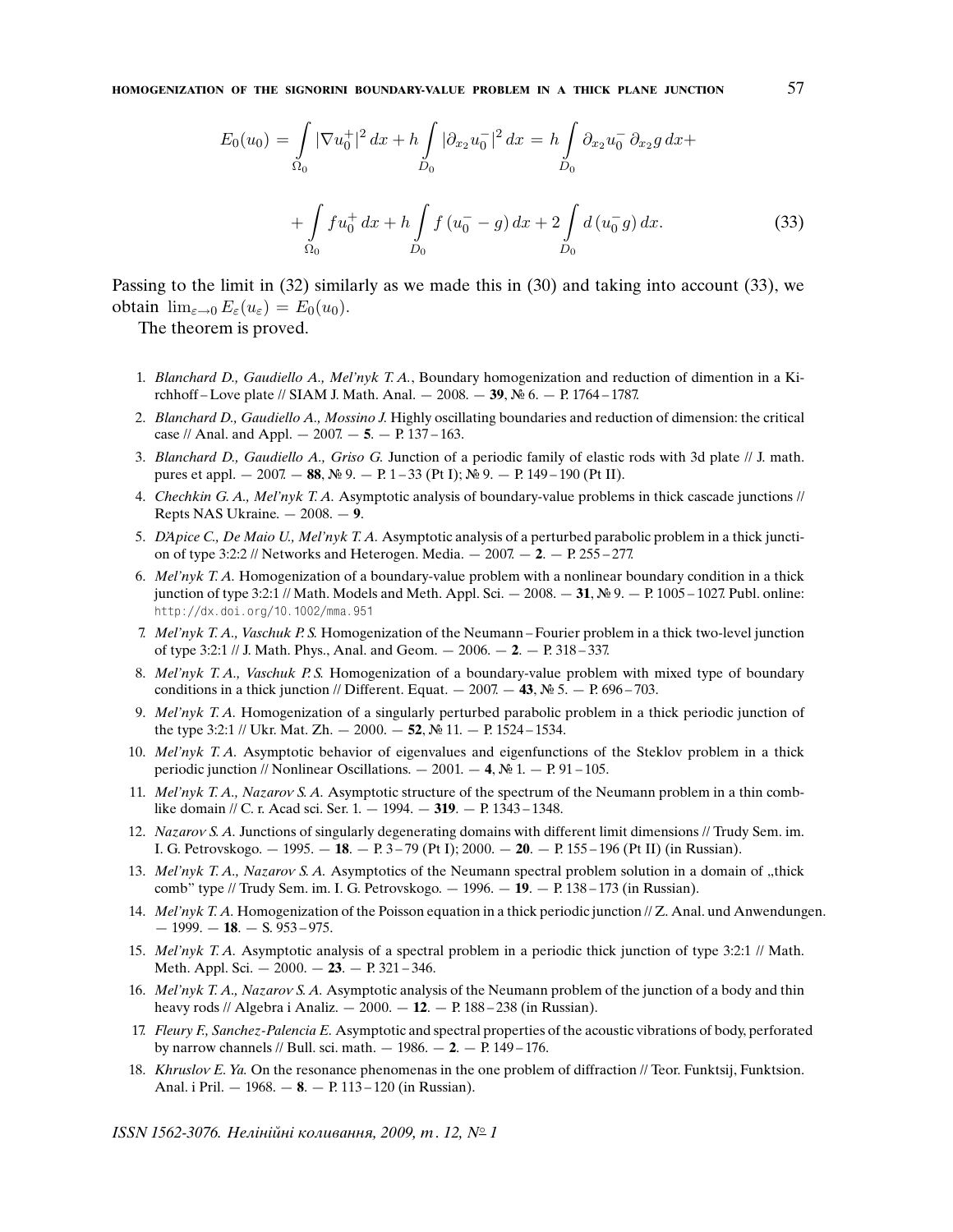$$E_0(u_0) = \int_{\Omega_0} |\nabla u_0^+|^2 \, dx + h \int_{D_0} |\partial_{x_2} u_0^-|^2 \, dx = h \int_{D_0} \partial_{x_2} u_0^- \, \partial_{x_2} g \, dx +$$

$$+ \int_{\Omega_0} f u_0^+ \, dx + h \int_{D_0} f \, (u_0^- - g) \, dx + 2 \int_{D_0} d \, (u_0^- g) \, dx. \tag{33}$$

Passing to the limit in (32) similarly as we made this in (30) and taking into account (33), we obtain $\lim_{\varepsilon \to 0} E_\varepsilon(u_\varepsilon) = E_0(u_0)$.

The theorem is proved.

1. *Blanchard D., Gaudiello A., Mel'nyk T. A.*, Boundary homogenization and reduction of dimention in a Kirchhoff – Love plate // SIAM J. Math. Anal. — 2008. — **39**, № 6. — P. 1764 – 1787.
2. *Blanchard D., Gaudiello A., Mossino J.* Highly oscillating boundaries and reduction of dimension: the critical case // Anal. and Appl. — 2007. — **5**. — P. 137 – 163.
3. *Blanchard D., Gaudiello A., Griso G.* Junction of a periodic family of elastic rods with 3d plate // J. math. pures et appl. — 2007. — **88**, № 9. — P. 1 – 33 (Pt I); № 9. — P. 149 – 190 (Pt II).
4. *Chechkin G. A., Mel'nyk T. A.* Asymptotic analysis of boundary-value problems in thick cascade junctions // Repts NAS Ukraine. — 2008. — **9**.
5. *D'Apice C., De Maio U., Mel'nyk T. A.* Asymptotic analysis of a perturbed parabolic problem in a thick junction of type 3:2:2 // Networks and Heterogen. Media. — 2007. — **2**. — P. 255 – 277.
6. *Mel'nyk T. A.* Homogenization of a boundary-value problem with a nonlinear boundary condition in a thick junction of type 3:2:1 // Math. Models and Meth. Appl. Sci. — 2008. — **31**, № 9. — P. 1005 – 1027. Publ. online: http://dx.doi.org/10.1002/mma.951
7. *Mel'nyk T. A., Vaschuk P. S.* Homogenization of the Neumann – Fourier problem in a thick two-level junction of type 3:2:1 // J. Math. Phys., Anal. and Geom. — 2006. — **2**. — P. 318 – 337.
8. *Mel'nyk T. A., Vaschuk P. S.* Homogenization of a boundary-value problem with mixed type of boundary conditions in a thick junction // Different. Equat. — 2007. — **43**, № 5. — P. 696 – 703.
9. *Mel'nyk T. A.* Homogenization of a singularly perturbed parabolic problem in a thick periodic junction of the type 3:2:1 // Ukr. Mat. Zh. — 2000. — **52**, № 11. — P. 1524 – 1534.
10. *Mel'nyk T. A.* Asymptotic behavior of eigenvalues and eigenfunctions of the Steklov problem in a thick periodic junction // Nonlinear Oscillations. — 2001. — **4**, № 1. — P. 91 – 105.
11. *Mel'nyk T. A., Nazarov S. A.* Asymptotic structure of the spectrum of the Neumann problem in a thin comb-like domain // C. r. Acad sci. Ser. 1. — 1994. — **319**. — P. 1343 – 1348.
12. *Nazarov S. A.* Junctions of singularly degenerating domains with different limit dimensions // Trudy Sem. im. I. G. Petrovskogo. — 1995. — **18**. — P. 3 – 79 (Pt I); 2000. — **20**. — P. 155 – 196 (Pt II) (in Russian).
13. *Mel'nyk T. A., Nazarov S. A.* Asymptotics of the Neumann spectral problem solution in a domain of „thick comb" type // Trudy Sem. im. I. G. Petrovskogo. — 1996. — **19**. — P. 138 – 173 (in Russian).
14. *Mel'nyk T. A.* Homogenization of the Poisson equation in a thick periodic junction // Z. Anal. und Anwendungen. — 1999. — **18**. — S. 953 – 975.
15. *Mel'nyk T. A.* Asymptotic analysis of a spectral problem in a periodic thick junction of type 3:2:1 // Math. Meth. Appl. Sci. — 2000. — **23**. — P. 321 – 346.
16. *Mel'nyk T. A., Nazarov S. A.* Asymptotic analysis of the Neumann problem of the junction of a body and thin heavy rods // Algebra i Analiz. — 2000. — **12**. — P. 188 – 238 (in Russian).
17. *Fleury F., Sanchez-Palencia E.* Asymptotic and spectral properties of the acoustic vibrations of body, perforated by narrow channels // Bull. sci. math. — 1986. — **2**. — P. 149 – 176.
18. *Khruslov E. Ya.* On the resonance phenomenas in the one problem of diffraction // Teor. Funktsij, Funktsion. Anal. i Pril. — 1968. — **8**. — P. 113 – 120 (in Russian).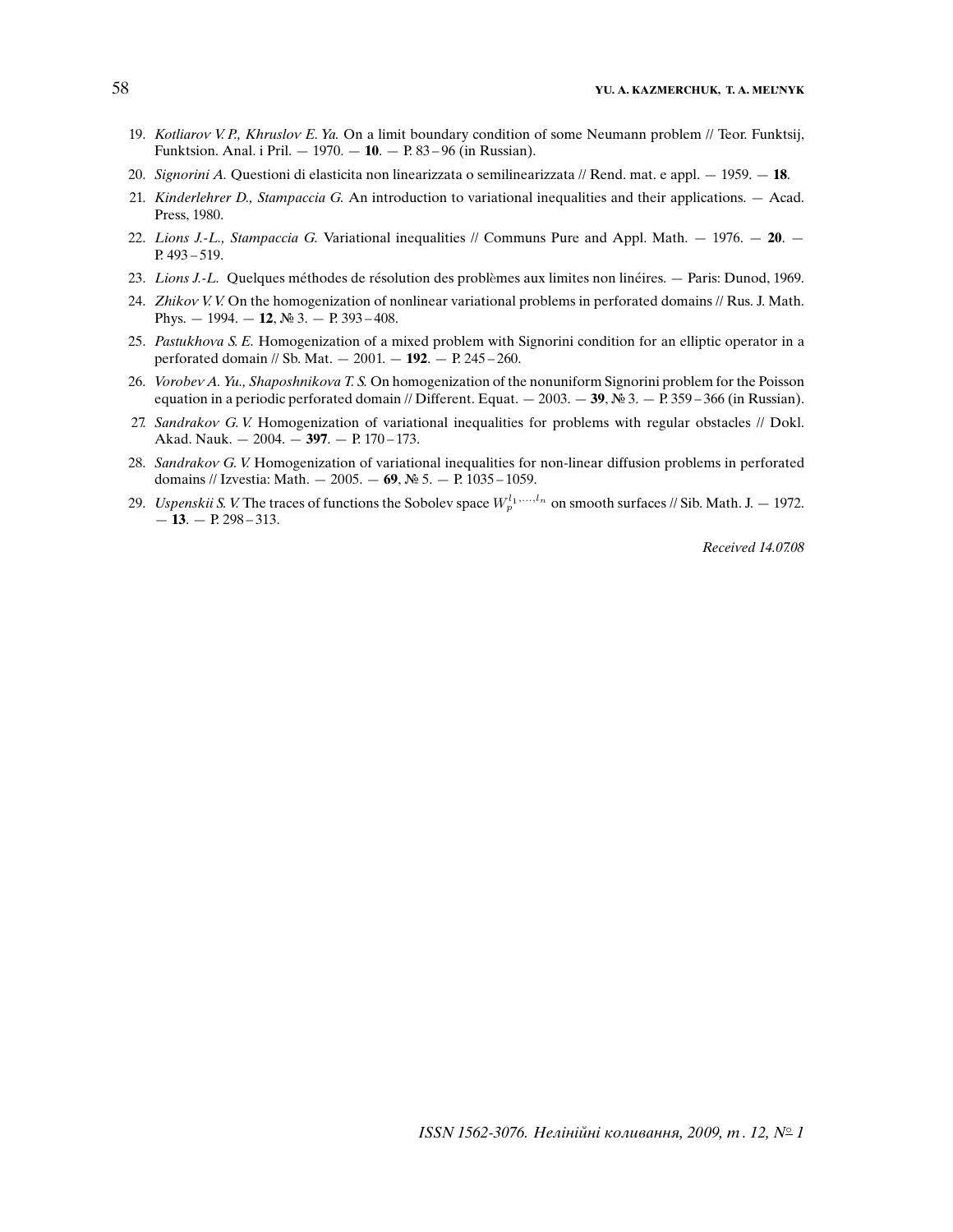19. *Kotliarov V. P., Khruslov E. Ya.* On a limit boundary condition of some Neumann problem // Teor. Funktsij, Funktsion. Anal. i Pril. — 1970. — **10**. — P. 83 – 96 (in Russian).

20. *Signorini A.* Questioni di elasticita non linearizzata o semilinearizzata // Rend. mat. e appl. — 1959. — **18**.

21. *Kinderlehrer D., Stampaccia G.* An introduction to variational inequalities and their applications. — Acad. Press, 1980.

22. *Lions J.-L., Stampaccia G.* Variational inequalities // Communs Pure and Appl. Math. — 1976. — **20**. — P. 493 – 519.

23. *Lions J.-L.* Quelques méthodes de résolution des problèmes aux limites non linéires. — Paris: Dunod, 1969.

24. *Zhikov V. V.* On the homogenization of nonlinear variational problems in perforated domains // Rus. J. Math. Phys. — 1994. — **12**, № 3. — P. 393 – 408.

25. *Pastukhova S. E.* Homogenization of a mixed problem with Signorini condition for an elliptic operator in a perforated domain // Sb. Mat. — 2001. — **192**. — P. 245 – 260.

26. *Vorobev A. Yu., Shaposhnikova T. S.* On homogenization of the nonuniform Signorini problem for the Poisson equation in a periodic perforated domain // Different. Equat. — 2003. — **39**, № 3. — P. 359 – 366 (in Russian).

27. *Sandrakov G. V.* Homogenization of variational inequalities for problems with regular obstacles // Dokl. Akad. Nauk. — 2004. — **397**. — P. 170 – 173.

28. *Sandrakov G. V.* Homogenization of variational inequalities for non-linear diffusion problems in perforated domains // Izvestia: Math. — 2005. — **69**, № 5. — P. 1035 – 1059.

29. *Uspenskii S. V.* The traces of functions the Sobolev space $W_p^{l_1,\ldots,l_n}$ on smooth surfaces // Sib. Math. J. — 1972. — **13**. — P. 298 – 313.

*Received 14.07.08*